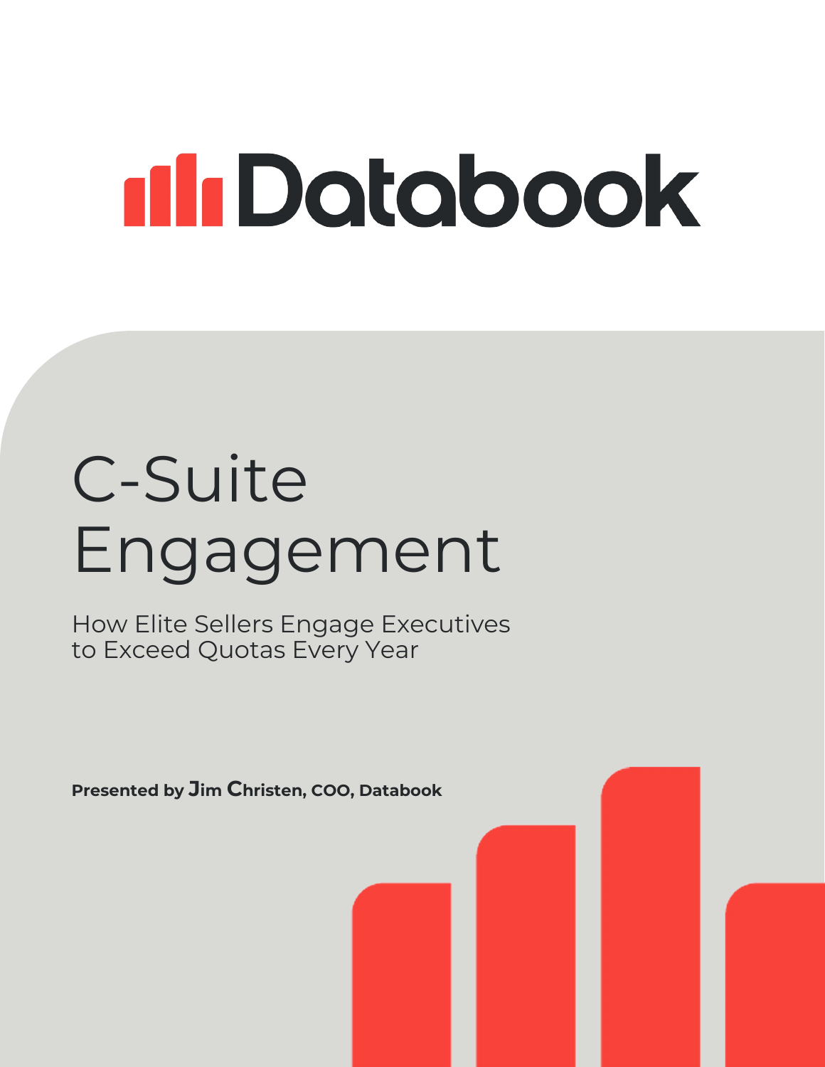Databook

# C-Suite Engagement

## How Elite Sellers Engage Executives to Exceed Quotas Every Year

**Presented by Jim Christen, COO, Databook**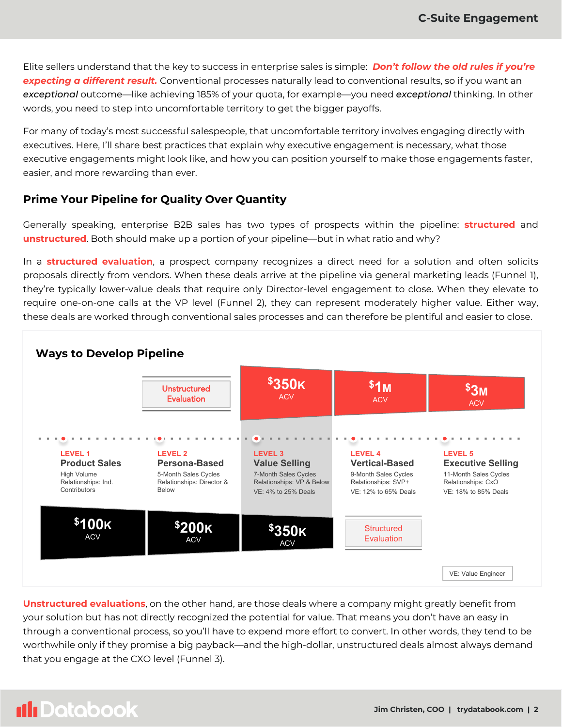Elite sellers understand that the key to success in enterprise sales is simple: ***Don't follow the old rules if you're expecting a different result.*** Conventional processes naturally lead to conventional results, so if you want an *exceptional* outcome—like achieving 185% of your quota, for example—you need *exceptional* thinking. In other words, you need to step into uncomfortable territory to get the bigger payoffs.

For many of today's most successful salespeople, that uncomfortable territory involves engaging directly with executives. Here, I'll share best practices that explain why executive engagement is necessary, what those executive engagements might look like, and how you can position yourself to make those engagements faster, easier, and more rewarding than ever.

## Prime Your Pipeline for Quality Over Quantity

Generally speaking, enterprise B2B sales has two types of prospects within the pipeline: **structured** and **unstructured**. Both should make up a portion of your pipeline—but in what ratio and why?

In a **structured evaluation**, a prospect company recognizes a direct need for a solution and often solicits proposals directly from vendors. When these deals arrive at the pipeline via general marketing leads (Funnel 1), they're typically lower-value deals that require only Director-level engagement to close. When they elevate to require one-on-one calls at the VP level (Funnel 2), they can represent moderately higher value. Either way, these deals are worked through conventional sales processes and can therefore be plentiful and easier to close.

### Ways to Develop Pipeline

Unstructured Evaluation: $350K ACV | $1M ACV | $3M ACV

**LEVEL 1 — Product Sales**
High Volume
Relationships: Ind. Contributors

**LEVEL 2 — Persona-Based**
5-Month Sales Cycles
Relationships: Director & Below

**LEVEL 3 — Value Selling**
7-Month Sales Cycles
Relationships: VP & Below
VE: 4% to 25% Deals

**LEVEL 4 — Vertical-Based**
9-Month Sales Cycles
Relationships: SVP+
VE: 12% to 65% Deals

**LEVEL 5 — Executive Selling**
11-Month Sales Cycles
Relationships: CxO
VE: 18% to 85% Deals

Structured Evaluation: $100K ACV | $200K ACV | $350K ACV

VE: Value Engineer

**Unstructured evaluations**, on the other hand, are those deals where a company might greatly benefit from your solution but has not directly recognized the potential for value. That means you don't have an easy in through a conventional process, so you'll have to expend more effort to convert. In other words, they tend to be worthwhile only if they promise a big payback—and the high-dollar, unstructured deals almost always demand that you engage at the CXO level (Funnel 3).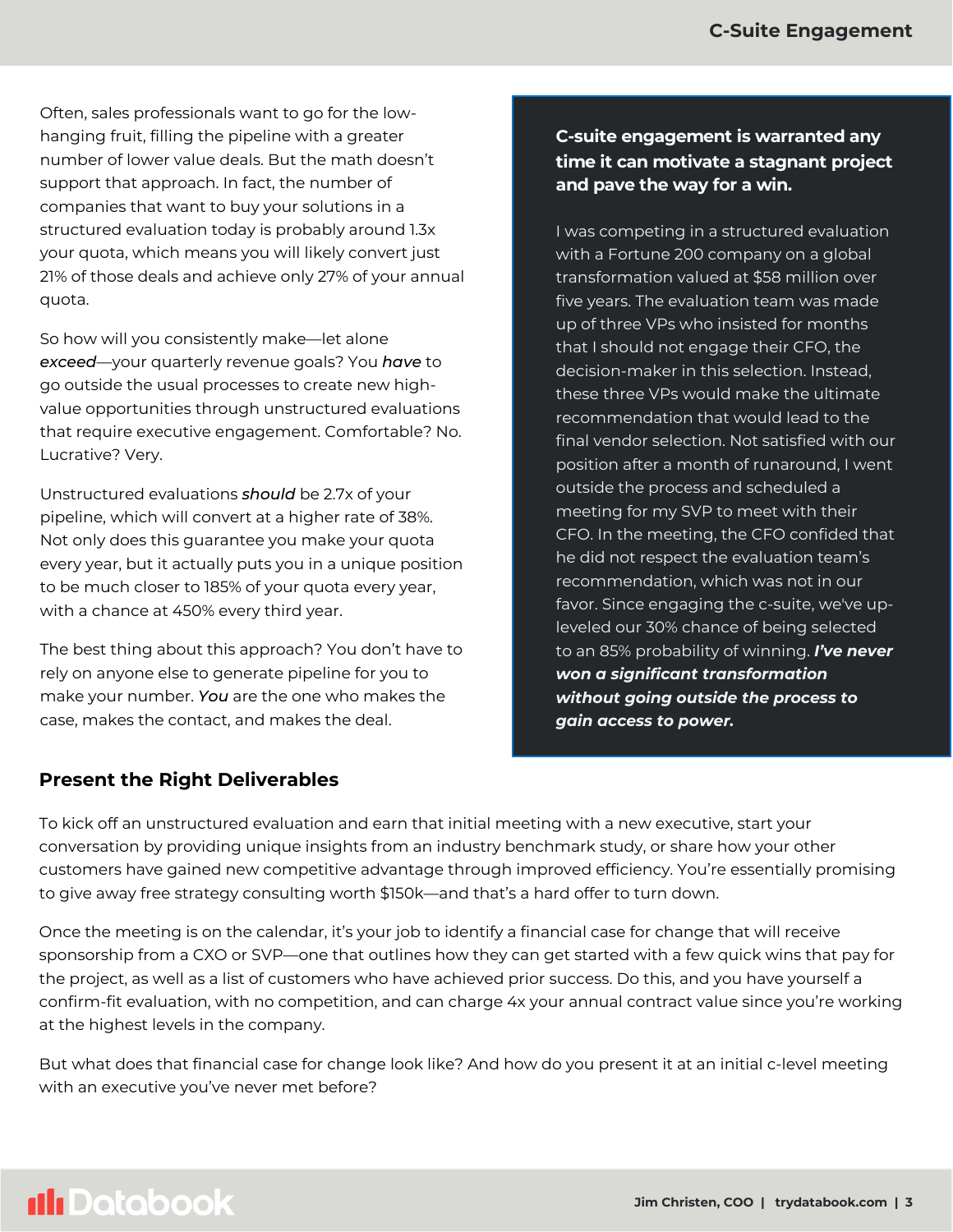Often, sales professionals want to go for the low-hanging fruit, filling the pipeline with a greater number of lower value deals. But the math doesn't support that approach. In fact, the number of companies that want to buy your solutions in a structured evaluation today is probably around 1.3x your quota, which means you will likely convert just 21% of those deals and achieve only 27% of your annual quota.

So how will you consistently make—let alone *exceed*—your quarterly revenue goals? You *have* to go outside the usual processes to create new high-value opportunities through unstructured evaluations that require executive engagement. Comfortable? No. Lucrative? Very.

Unstructured evaluations *should* be 2.7x of your pipeline, which will convert at a higher rate of 38%. Not only does this guarantee you make your quota every year, but it actually puts you in a unique position to be much closer to 185% of your quota every year, with a chance at 450% every third year.

The best thing about this approach? You don't have to rely on anyone else to generate pipeline for you to make your number. *You* are the one who makes the case, makes the contact, and makes the deal.

**C-suite engagement is warranted any time it can motivate a stagnant project and pave the way for a win.**

I was competing in a structured evaluation with a Fortune 200 company on a global transformation valued at $58 million over five years. The evaluation team was made up of three VPs who insisted for months that I should not engage their CFO, the decision-maker in this selection. Instead, these three VPs would make the ultimate recommendation that would lead to the final vendor selection. Not satisfied with our position after a month of runaround, I went outside the process and scheduled a meeting for my SVP to meet with their CFO. In the meeting, the CFO confided that he did not respect the evaluation team's recommendation, which was not in our favor. Since engaging the c-suite, we've up-leveled our 30% chance of being selected to an 85% probability of winning. ***I've never won a significant transformation without going outside the process to gain access to power.***

## Present the Right Deliverables

To kick off an unstructured evaluation and earn that initial meeting with a new executive, start your conversation by providing unique insights from an industry benchmark study, or share how your other customers have gained new competitive advantage through improved efficiency. You're essentially promising to give away free strategy consulting worth $150k—and that's a hard offer to turn down.

Once the meeting is on the calendar, it's your job to identify a financial case for change that will receive sponsorship from a CXO or SVP—one that outlines how they can get started with a few quick wins that pay for the project, as well as a list of customers who have achieved prior success. Do this, and you have yourself a confirm-fit evaluation, with no competition, and can charge 4x your annual contract value since you're working at the highest levels in the company.

But what does that financial case for change look like? And how do you present it at an initial c-level meeting with an executive you've never met before?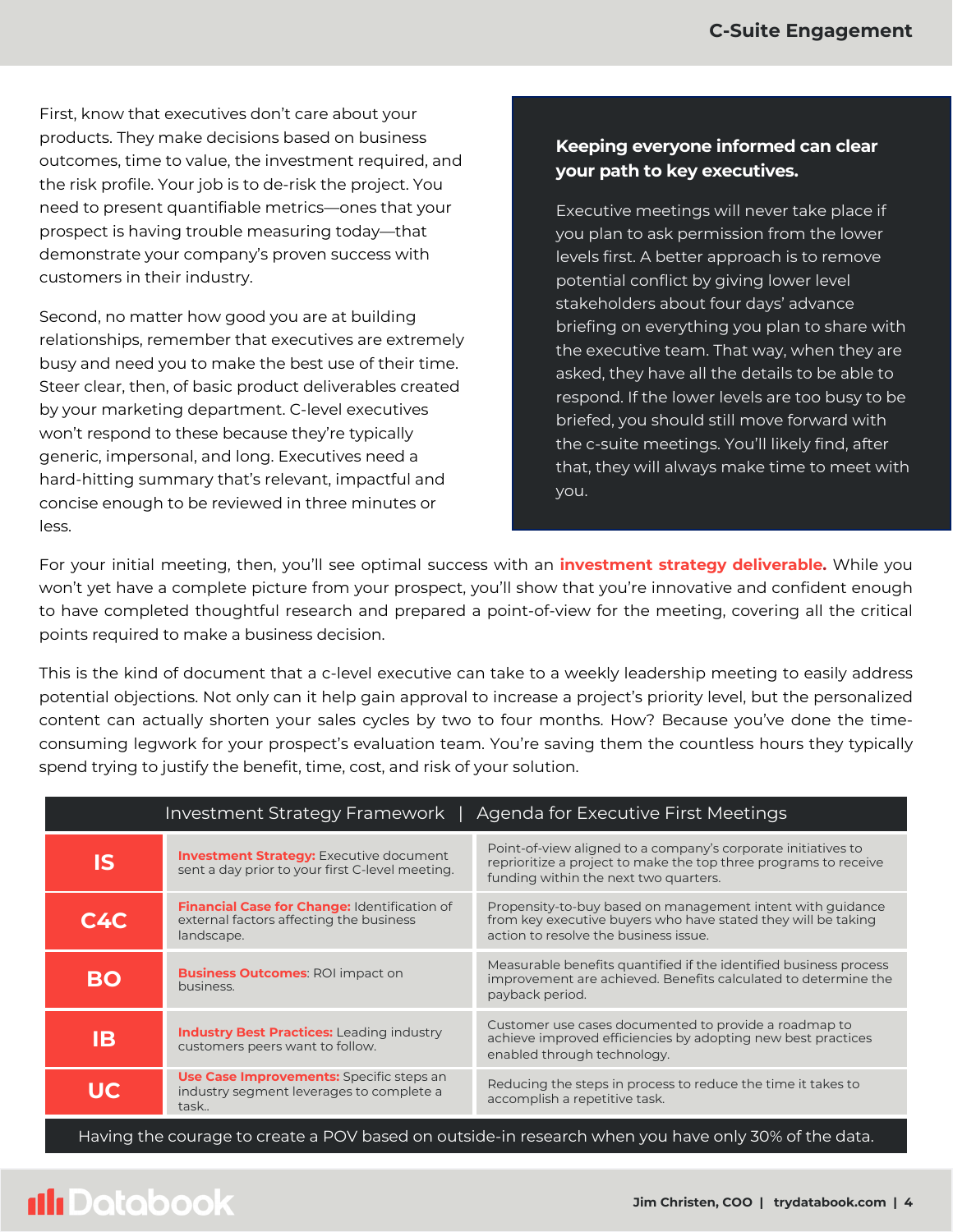First, know that executives don't care about your products. They make decisions based on business outcomes, time to value, the investment required, and the risk profile. Your job is to de-risk the project. You need to present quantifiable metrics—ones that your prospect is having trouble measuring today—that demonstrate your company's proven success with customers in their industry.

Second, no matter how good you are at building relationships, remember that executives are extremely busy and need you to make the best use of their time. Steer clear, then, of basic product deliverables created by your marketing department. C-level executives won't respond to these because they're typically generic, impersonal, and long. Executives need a hard-hitting summary that's relevant, impactful and concise enough to be reviewed in three minutes or less.

**Keeping everyone informed can clear your path to key executives.**

Executive meetings will never take place if you plan to ask permission from the lower levels first. A better approach is to remove potential conflict by giving lower level stakeholders about four days' advance briefing on everything you plan to share with the executive team. That way, when they are asked, they have all the details to be able to respond. If the lower levels are too busy to be briefed, you should still move forward with the c-suite meetings. You'll likely find, after that, they will always make time to meet with you.

For your initial meeting, then, you'll see optimal success with an **investment strategy deliverable.** While you won't yet have a complete picture from your prospect, you'll show that you're innovative and confident enough to have completed thoughtful research and prepared a point-of-view for the meeting, covering all the critical points required to make a business decision.

This is the kind of document that a c-level executive can take to a weekly leadership meeting to easily address potential objections. Not only can it help gain approval to increase a project's priority level, but the personalized content can actually shorten your sales cycles by two to four months. How? Because you've done the time-consuming legwork for your prospect's evaluation team. You're saving them the countless hours they typically spend trying to justify the benefit, time, cost, and risk of your solution.

| Investment Strategy Framework | | Agenda for Executive First Meetings |
|---|---|---|
| **IS** | **Investment Strategy:** Executive document sent a day prior to your first C-level meeting. | Point-of-view aligned to a company's corporate initiatives to reprioritize a project to make the top three programs to receive funding within the next two quarters. |
| **C4C** | **Financial Case for Change:** Identification of external factors affecting the business landscape. | Propensity-to-buy based on management intent with guidance from key executive buyers who have stated they will be taking action to resolve the business issue. |
| **BO** | **Business Outcomes**: ROI impact on business. | Measurable benefits quantified if the identified business process improvement are achieved. Benefits calculated to determine the payback period. |
| **IB** | **Industry Best Practices:** Leading industry customers peers want to follow. | Customer use cases documented to provide a roadmap to achieve improved efficiencies by adopting new best practices enabled through technology. |
| **UC** | **Use Case Improvements:** Specific steps an industry segment leverages to complete a task.. | Reducing the steps in process to reduce the time it takes to accomplish a repetitive task. |
| Having the courage to create a POV based on outside-in research when you have only 30% of the data. | | |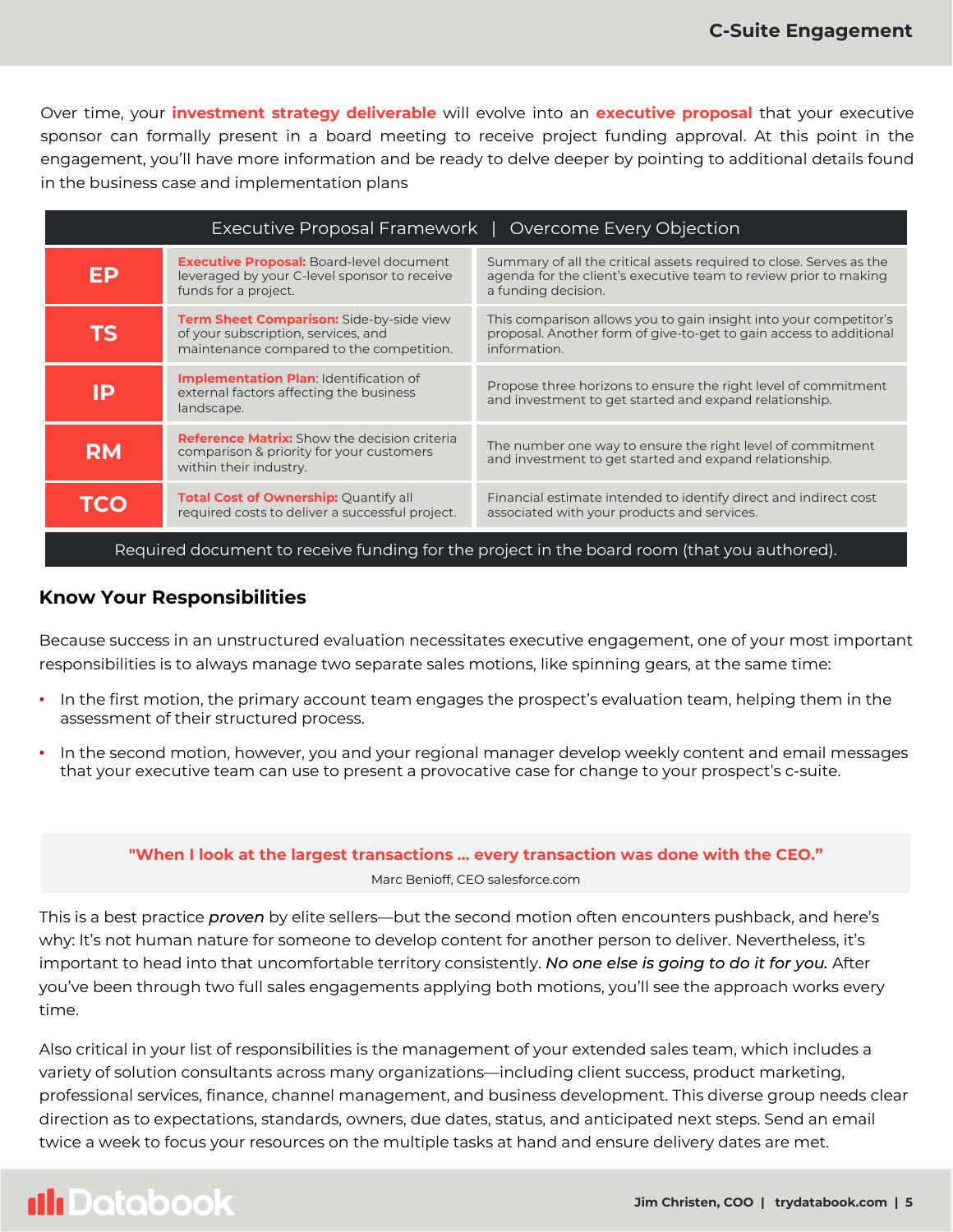Over time, your **investment strategy deliverable** will evolve into an **executive proposal** that your executive sponsor can formally present in a board meeting to receive project funding approval. At this point in the engagement, you'll have more information and be ready to delve deeper by pointing to additional details found in the business case and implementation plans

| Executive Proposal Framework \| Overcome Every Objection | | |
|---|---|---|
| **EP** | **Executive Proposal:** Board-level document leveraged by your C-level sponsor to receive funds for a project. | Summary of all the critical assets required to close. Serves as the agenda for the client's executive team to review prior to making a funding decision. |
| **TS** | **Term Sheet Comparison:** Side-by-side view of your subscription, services, and maintenance compared to the competition. | This comparison allows you to gain insight into your competitor's proposal. Another form of give-to-get to gain access to additional information. |
| **IP** | **Implementation Plan**: Identification of external factors affecting the business landscape. | Propose three horizons to ensure the right level of commitment and investment to get started and expand relationship. |
| **RM** | **Reference Matrix:** Show the decision criteria comparison & priority for your customers within their industry. | The number one way to ensure the right level of commitment and investment to get started and expand relationship. |
| **TCO** | **Total Cost of Ownership:** Quantify all required costs to deliver a successful project. | Financial estimate intended to identify direct and indirect cost associated with your products and services. |
| Required document to receive funding for the project in the board room (that you authored). | | |

## Know Your Responsibilities

Because success in an unstructured evaluation necessitates executive engagement, one of your most important responsibilities is to always manage two separate sales motions, like spinning gears, at the same time:

- In the first motion, the primary account team engages the prospect's evaluation team, helping them in the assessment of their structured process.
- In the second motion, however, you and your regional manager develop weekly content and email messages that your executive team can use to present a provocative case for change to your prospect's c-suite.

> **"When I look at the largest transactions ... every transaction was done with the CEO."**
>
> Marc Benioff, CEO salesforce.com

This is a best practice *proven* by elite sellers—but the second motion often encounters pushback, and here's why: It's not human nature for someone to develop content for another person to deliver. Nevertheless, it's important to head into that uncomfortable territory consistently. *No one else is going to do it for you.* After you've been through two full sales engagements applying both motions, you'll see the approach works every time.

Also critical in your list of responsibilities is the management of your extended sales team, which includes a variety of solution consultants across many organizations—including client success, product marketing, professional services, finance, channel management, and business development. This diverse group needs clear direction as to expectations, standards, owners, due dates, status, and anticipated next steps. Send an email twice a week to focus your resources on the multiple tasks at hand and ensure delivery dates are met.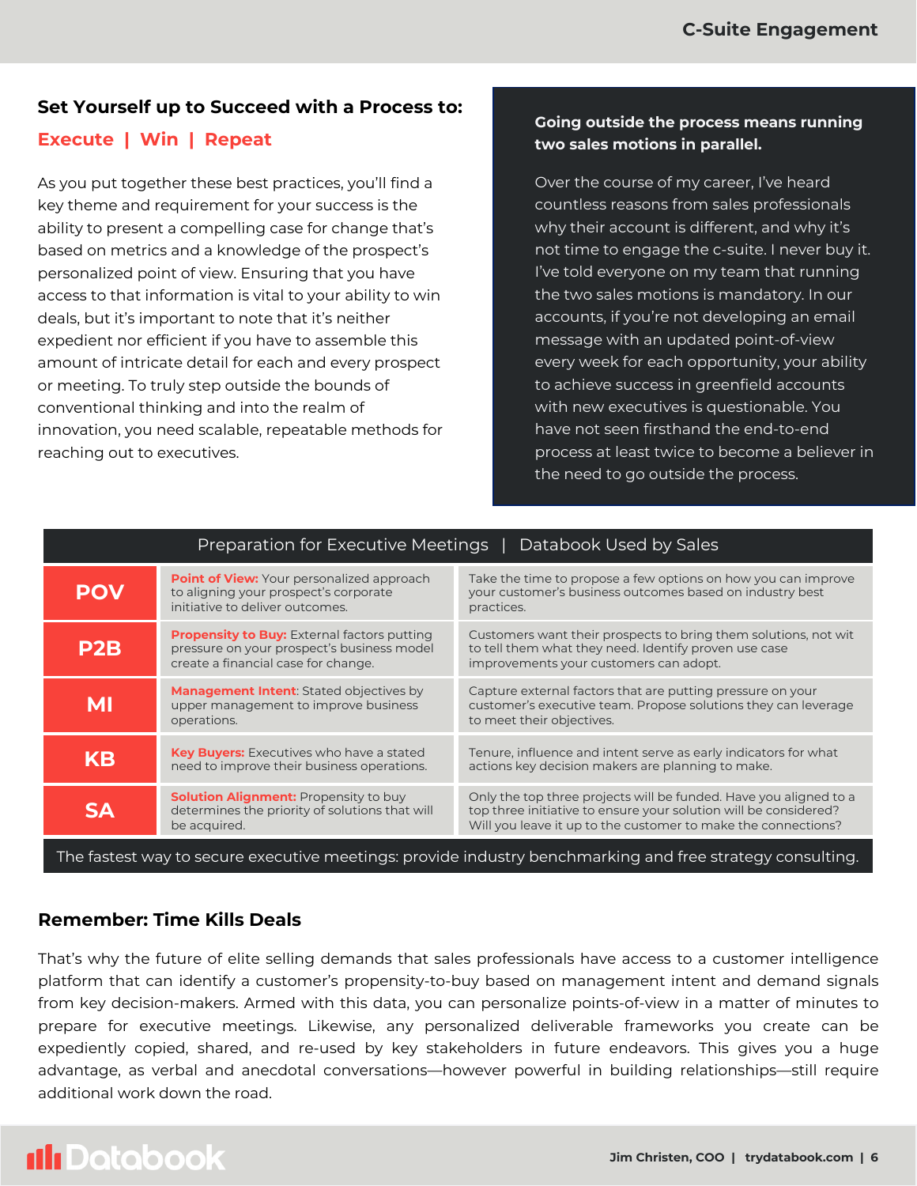## Set Yourself up to Succeed with a Process to:

**Execute | Win | Repeat**

As you put together these best practices, you'll find a key theme and requirement for your success is the ability to present a compelling case for change that's based on metrics and a knowledge of the prospect's personalized point of view. Ensuring that you have access to that information is vital to your ability to win deals, but it's important to note that it's neither expedient nor efficient if you have to assemble this amount of intricate detail for each and every prospect or meeting. To truly step outside the bounds of conventional thinking and into the realm of innovation, you need scalable, repeatable methods for reaching out to executives.

**Going outside the process means running two sales motions in parallel.**

Over the course of my career, I've heard countless reasons from sales professionals why their account is different, and why it's not time to engage the c-suite. I never buy it. I've told everyone on my team that running the two sales motions is mandatory. In our accounts, if you're not developing an email message with an updated point-of-view every week for each opportunity, your ability to achieve success in greenfield accounts with new executives is questionable. You have not seen firsthand the end-to-end process at least twice to become a believer in the need to go outside the process.

| Preparation for Executive Meetings | | Databook Used by Sales |
|---|---|---|
| **POV** | **Point of View:** Your personalized approach to aligning your prospect's corporate initiative to deliver outcomes. | Take the time to propose a few options on how you can improve your customer's business outcomes based on industry best practices. |
| **P2B** | **Propensity to Buy:** External factors putting pressure on your prospect's business model create a financial case for change. | Customers want their prospects to bring them solutions, not wit to tell them what they need. Identify proven use case improvements your customers can adopt. |
| **MI** | **Management Intent**: Stated objectives by upper management to improve business operations. | Capture external factors that are putting pressure on your customer's executive team. Propose solutions they can leverage to meet their objectives. |
| **KB** | **Key Buyers:** Executives who have a stated need to improve their business operations. | Tenure, influence and intent serve as early indicators for what actions key decision makers are planning to make. |
| **SA** | **Solution Alignment:** Propensity to buy determines the priority of solutions that will be acquired. | Only the top three projects will be funded. Have you aligned to a top three initiative to ensure your solution will be considered? Will you leave it up to the customer to make the connections? |

The fastest way to secure executive meetings: provide industry benchmarking and free strategy consulting.

## Remember: Time Kills Deals

That's why the future of elite selling demands that sales professionals have access to a customer intelligence platform that can identify a customer's propensity-to-buy based on management intent and demand signals from key decision-makers. Armed with this data, you can personalize points-of-view in a matter of minutes to prepare for executive meetings. Likewise, any personalized deliverable frameworks you create can be expediently copied, shared, and re-used by key stakeholders in future endeavors. This gives you a huge advantage, as verbal and anecdotal conversations—however powerful in building relationships—still require additional work down the road.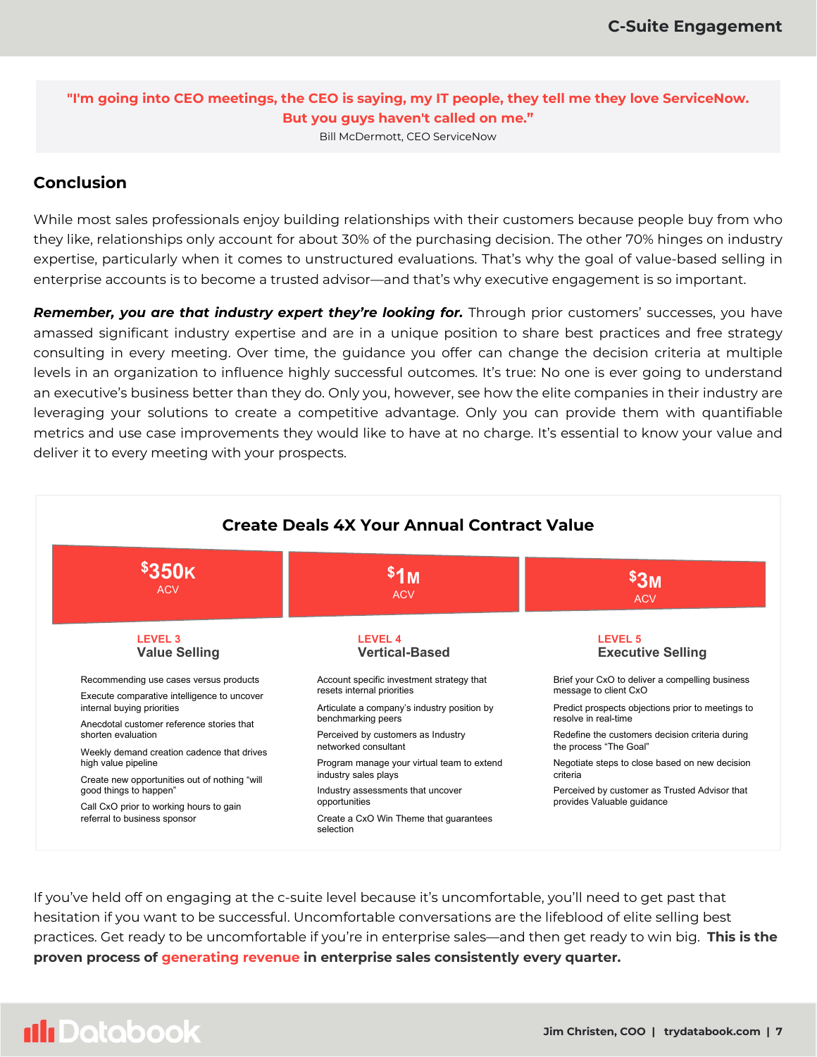> **"I'm going into CEO meetings, the CEO is saying, my IT people, they tell me they love ServiceNow. But you guys haven't called on me."**
> Bill McDermott, CEO ServiceNow

## Conclusion

While most sales professionals enjoy building relationships with their customers because people buy from who they like, relationships only account for about 30% of the purchasing decision. The other 70% hinges on industry expertise, particularly when it comes to unstructured evaluations. That's why the goal of value-based selling in enterprise accounts is to become a trusted advisor—and that's why executive engagement is so important.

***Remember, you are that industry expert they're looking for.*** Through prior customers' successes, you have amassed significant industry expertise and are in a unique position to share best practices and free strategy consulting in every meeting. Over time, the guidance you offer can change the decision criteria at multiple levels in an organization to influence highly successful outcomes. It's true: No one is ever going to understand an executive's business better than they do. Only you, however, see how the elite companies in their industry are leveraging your solutions to create a competitive advantage. Only you can provide them with quantifiable metrics and use case improvements they would like to have at no charge. It's essential to know your value and deliver it to every meeting with your prospects.

### Create Deals 4X Your Annual Contract Value

| $350K ACV | $1M ACV | $3M ACV |
|---|---|---|
| **LEVEL 3** **Value Selling** | **LEVEL 4** **Vertical-Based** | **LEVEL 5** **Executive Selling** |

**LEVEL 3 – Value Selling** ($350K ACV)

- Recommending use cases versus products
- Execute comparative intelligence to uncover internal buying priorities
- Anecdotal customer reference stories that shorten evaluation
- Weekly demand creation cadence that drives high value pipeline
- Create new opportunities out of nothing "will good things to happen"
- Call CxO prior to working hours to gain referral to business sponsor

**LEVEL 4 – Vertical-Based** ($1M ACV)

- Account specific investment strategy that resets internal priorities
- Articulate a company's industry position by benchmarking peers
- Perceived by customers as Industry networked consultant
- Program manage your virtual team to extend industry sales plays
- Industry assessments that uncover opportunities
- Create a CxO Win Theme that guarantees selection

**LEVEL 5 – Executive Selling** ($3M ACV)

- Brief your CxO to deliver a compelling business message to client CxO
- Predict prospects objections prior to meetings to resolve in real-time
- Redefine the customers decision criteria during the process "The Goal"
- Negotiate steps to close based on new decision criteria
- Perceived by customer as Trusted Advisor that provides Valuable guidance

If you've held off on engaging at the c-suite level because it's uncomfortable, you'll need to get past that hesitation if you want to be successful. Uncomfortable conversations are the lifeblood of elite selling best practices. Get ready to be uncomfortable if you're in enterprise sales—and then get ready to win big. **This is the proven process of generating revenue in enterprise sales consistently every quarter.**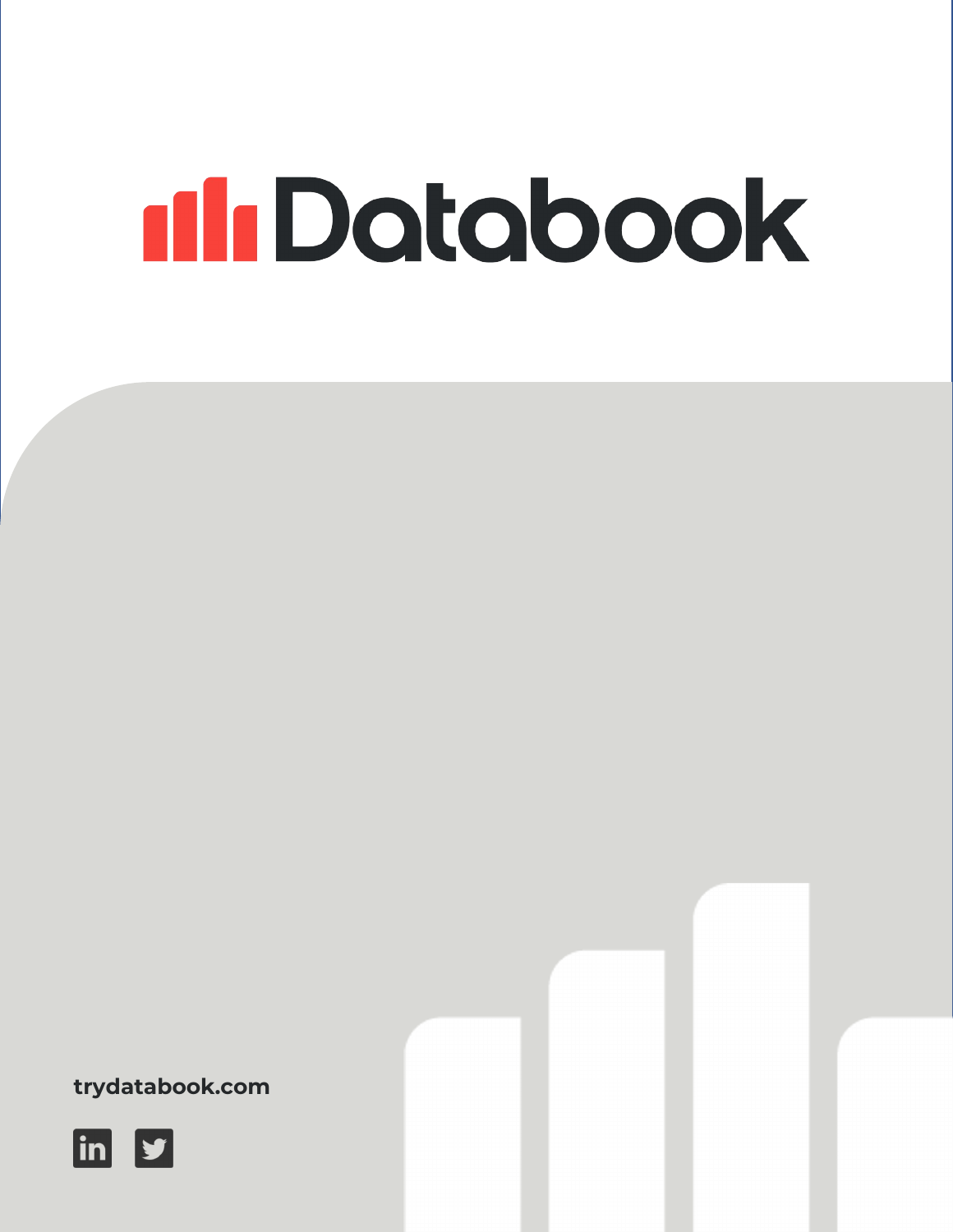# Databook

**trydatabook.com**